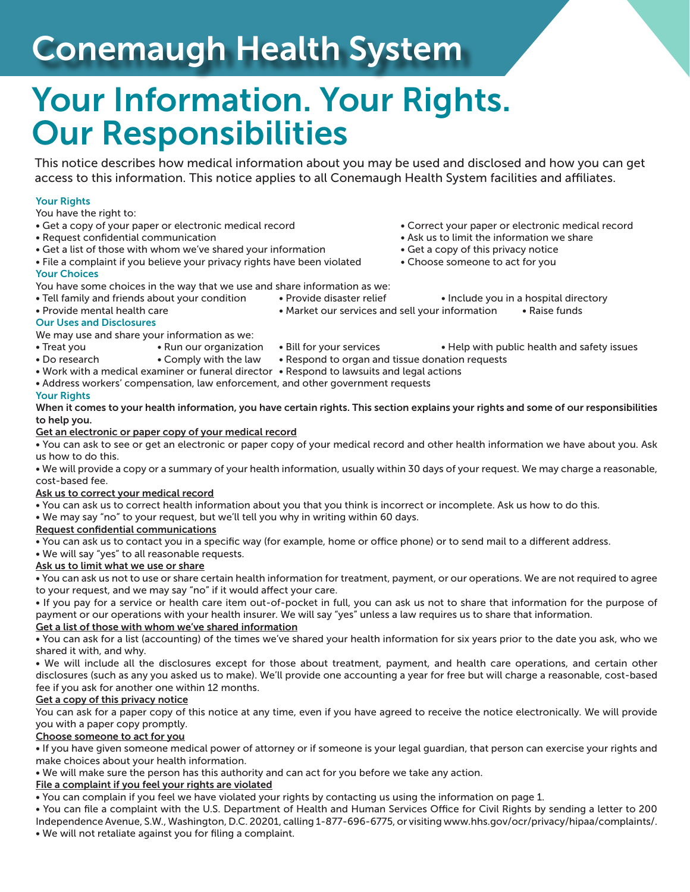# Conemaugh Health System

# Your Information. Your Rights. Our Responsibilities

This notice describes how medical information about you may be used and disclosed and how you can get access to this information. This notice applies to all Conemaugh Health System facilities and affiliates.

### Your Rights

You have the right to:

- Get a copy of your paper or electronic medical record
- Request confidential communication
- Get a list of those with whom we've shared your information
- File a complaint if you believe your privacy rights have been violated
- Correct your paper or electronic medical record
- Ask us to limit the information we share
- Get a copy of this privacy notice
- Choose someone to act for you

### Your Choices

You have some choices in the way that we use and share information as we:

- Tell family and friends about your condition
- Provide mental health care
- Provide disaster relief
- Market our services and sell your information
- Include you in a hospital directory
- Raise funds

### Our Uses and Disclosures

We may use and share your information as we:

- Treat you
- Do research
- Run our organization
- Comply with the law
- Bill for your services
- Respond to organ and tissue donation requests
- Help with public health and safety issues
- Work with a medical examiner or funeral director
- Respond to lawsuits and legal actions
- Address workers' compensation, law enforcement, and other government requests

### Your Rights

**When it comes to your health information, you have certain rights. This section explains your rights and some of our responsibilities to help you.**

<u>Get an electronic or paper copy of your medical record</u>

- You can ask to see or get an electronic or paper copy of your medical record and other health information we have about you. Ask us how to do this.
- We will provide a copy or a summary of your health information, usually within 30 days of your request. We may charge a reasonable, cost-based fee.

<u>Ask us to correct your medical record</u>

- You can ask us to correct health information about you that you think is incorrect or incomplete. Ask us how to do this.
- We may say "no" to your request, but we'll tell you why in writing within 60 days.

<u>Request confidential communications</u>

- You can ask us to contact you in a specific way (for example, home or office phone) or to send mail to a different address.
- We will say "yes" to all reasonable requests.

<u>Ask us to limit what we use or share</u>

- You can ask us not to use or share certain health information for treatment, payment, or our operations. We are not required to agree to your request, and we may say "no" if it would affect your care.
- If you pay for a service or health care item out-of-pocket in full, you can ask us not to share that information for the purpose of payment or our operations with your health insurer. We will say "yes" unless a law requires us to share that information.

<u>Get a list of those with whom we've shared information</u>

- You can ask for a list (accounting) of the times we've shared your health information for six years prior to the date you ask, who we shared it with, and why.
- We will include all the disclosures except for those about treatment, payment, and health care operations, and certain other disclosures (such as any you asked us to make). We'll provide one accounting a year for free but will charge a reasonable, cost-based fee if you ask for another one within 12 months.

<u>Get a copy of this privacy notice</u>

You can ask for a paper copy of this notice at any time, even if you have agreed to receive the notice electronically. We will provide you with a paper copy promptly.

<u>Choose someone to act for you</u>

- If you have given someone medical power of attorney or if someone is your legal guardian, that person can exercise your rights and make choices about your health information.
- We will make sure the person has this authority and can act for you before we take any action.

<u>File a complaint if you feel your rights are violated</u>

- You can complain if you feel we have violated your rights by contacting us using the information on page 1.
- You can file a complaint with the U.S. Department of Health and Human Services Office for Civil Rights by sending a letter to 200 Independence Avenue, S.W., Washington, D.C. 20201, calling 1-877-696-6775, or visiting www.hhs.gov/ocr/privacy/hipaa/complaints/.
- We will not retaliate against you for filing a complaint.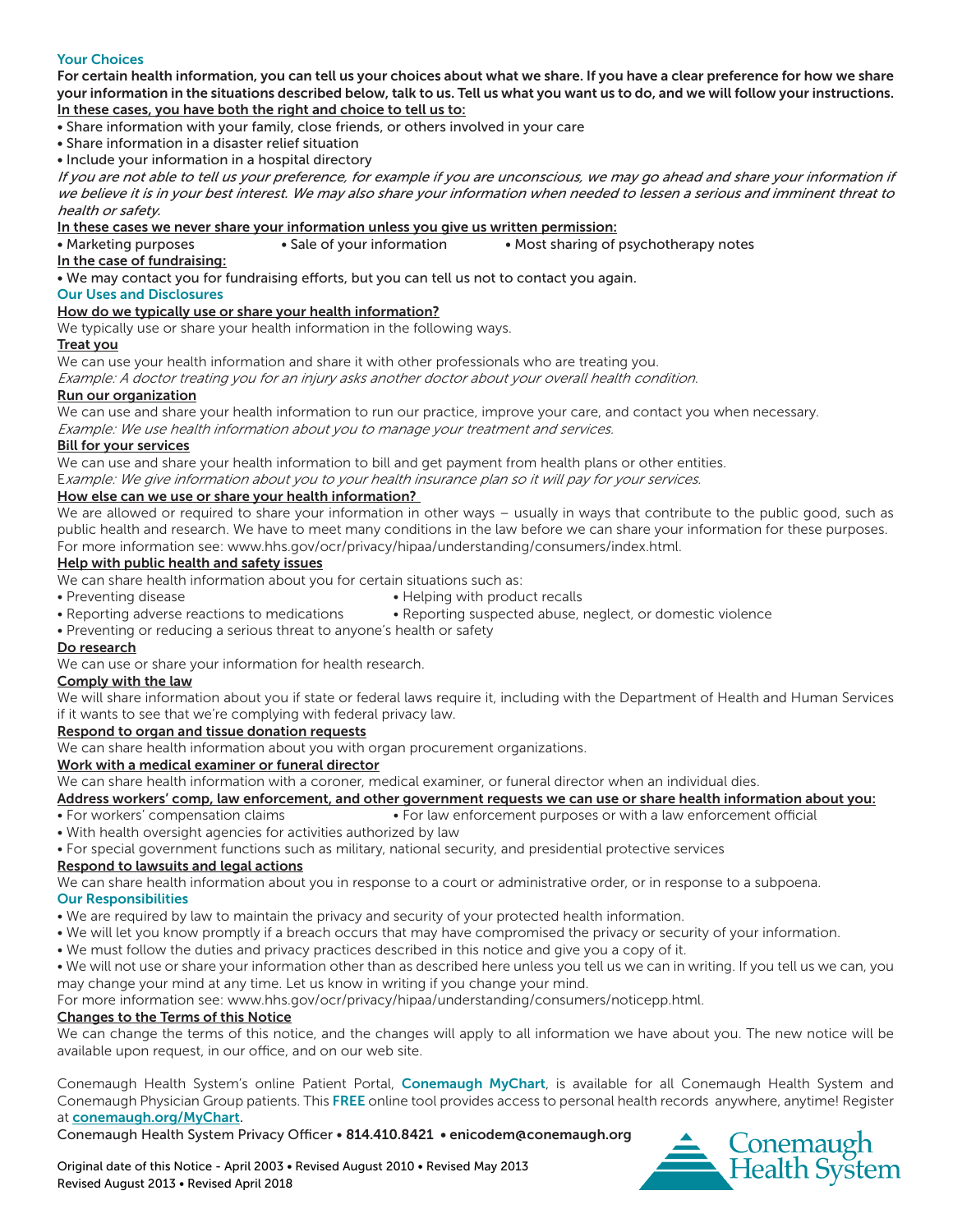## Your Choices

**For certain health information, you can tell us your choices about what we share. If you have a clear preference for how we share your information in the situations described below, talk to us. Tell us what you want us to do, and we will follow your instructions.**

**In these cases, you have both the right and choice to tell us to:**

- Share information with your family, close friends, or others involved in your care
- Share information in a disaster relief situation
- Include your information in a hospital directory

*If you are not able to tell us your preference, for example if you are unconscious, we may go ahead and share your information if we believe it is in your best interest. We may also share your information when needed to lessen a serious and imminent threat to health or safety.*

**In these cases we never share your information unless you give us written permission:**

- Marketing purposes
- Sale of your information
- Most sharing of psychotherapy notes

**In the case of fundraising:**

- We may contact you for fundraising efforts, but you can tell us not to contact you again.

## Our Uses and Disclosures

**How do we typically use or share your health information?**

We typically use or share your health information in the following ways.

**Treat you**

We can use your health information and share it with other professionals who are treating you.

*Example: A doctor treating you for an injury asks another doctor about your overall health condition.*

**Run our organization**

We can use and share your health information to run our practice, improve your care, and contact you when necessary.

*Example: We use health information about you to manage your treatment and services.*

**Bill for your services**

We can use and share your health information to bill and get payment from health plans or other entities.

*Example: We give information about you to your health insurance plan so it will pay for your services.*

**How else can we use or share your health information?**

We are allowed or required to share your information in other ways – usually in ways that contribute to the public good, such as public health and research. We have to meet many conditions in the law before we can share your information for these purposes. For more information see: www.hhs.gov/ocr/privacy/hipaa/understanding/consumers/index.html.

**Help with public health and safety issues**

We can share health information about you for certain situations such as:

- Preventing disease
- Helping with product recalls
- Reporting adverse reactions to medications
- Reporting suspected abuse, neglect, or domestic violence
- Preventing or reducing a serious threat to anyone's health or safety

**Do research**

We can use or share your information for health research.

**Comply with the law**

We will share information about you if state or federal laws require it, including with the Department of Health and Human Services if it wants to see that we're complying with federal privacy law.

**Respond to organ and tissue donation requests**

We can share health information about you with organ procurement organizations.

**Work with a medical examiner or funeral director**

We can share health information with a coroner, medical examiner, or funeral director when an individual dies.

**Address workers' comp, law enforcement, and other government requests we can use or share health information about you:**

- For workers' compensation claims
- For law enforcement purposes or with a law enforcement official
- With health oversight agencies for activities authorized by law
- For special government functions such as military, national security, and presidential protective services

**Respond to lawsuits and legal actions**

We can share health information about you in response to a court or administrative order, or in response to a subpoena.

## Our Responsibilities

- We are required by law to maintain the privacy and security of your protected health information.
- We will let you know promptly if a breach occurs that may have compromised the privacy or security of your information.
- We must follow the duties and privacy practices described in this notice and give you a copy of it.
- We will not use or share your information other than as described here unless you tell us we can in writing. If you tell us we can, you may change your mind at any time. Let us know in writing if you change your mind.

For more information see: www.hhs.gov/ocr/privacy/hipaa/understanding/consumers/noticepp.html.

**Changes to the Terms of this Notice**

We can change the terms of this notice, and the changes will apply to all information we have about you. The new notice will be available upon request, in our office, and on our web site.

Conemaugh Health System's online Patient Portal, **Conemaugh MyChart**, is available for all Conemaugh Health System and Conemaugh Physician Group patients. This **FREE** online tool provides access to personal health records anywhere, anytime! Register at **conemaugh.org/MyChart**.

Conemaugh Health System Privacy Officer • **814.410.8421** • **enicodem@conemaugh.org**

Original date of this Notice - April 2003 • Revised August 2010 • Revised May 2013
Revised August 2013 • Revised April 2018

Conemaugh Health System